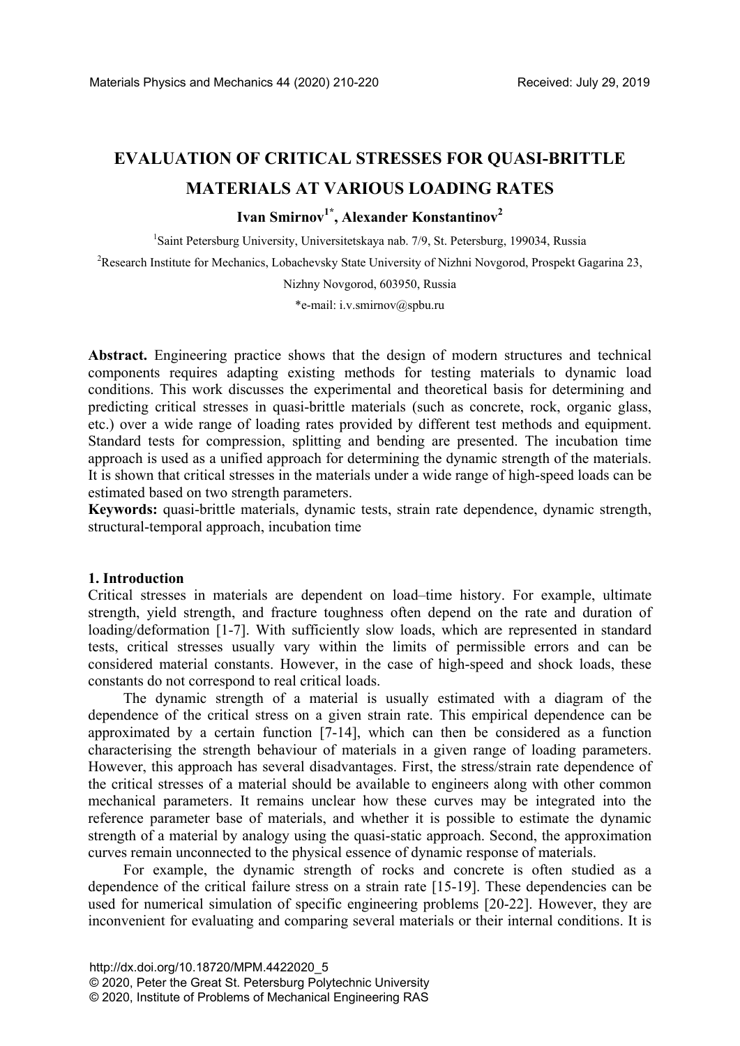# EVALUATION OF CRITICAL STRESSES FOR QUASI-BRITTLE MATERIALS AT VARIOUS LOADING RATES

**Ivan Smirnov[1*], Alexander Konstantinov[2]**

[1]Saint Petersburg University, Universitetskaya nab. 7/9, St. Petersburg, 199034, Russia

[2]Research Institute for Mechanics, Lobachevsky State University of Nizhni Novgorod, Prospekt Gagarina 23, Nizhny Novgorod, 603950, Russia

*e-mail: i.v.smirnov@spbu.ru

**Abstract.** Engineering practice shows that the design of modern structures and technical components requires adapting existing methods for testing materials to dynamic load conditions. This work discusses the experimental and theoretical basis for determining and predicting critical stresses in quasi-brittle materials (such as concrete, rock, organic glass, etc.) over a wide range of loading rates provided by different test methods and equipment. Standard tests for compression, splitting and bending are presented. The incubation time approach is used as a unified approach for determining the dynamic strength of the materials. It is shown that critical stresses in the materials under a wide range of high-speed loads can be estimated based on two strength parameters.

**Keywords:** quasi-brittle materials, dynamic tests, strain rate dependence, dynamic strength, structural-temporal approach, incubation time

## 1. Introduction

Critical stresses in materials are dependent on load–time history. For example, ultimate strength, yield strength, and fracture toughness often depend on the rate and duration of loading/deformation [1-7]. With sufficiently slow loads, which are represented in standard tests, critical stresses usually vary within the limits of permissible errors and can be considered material constants. However, in the case of high-speed and shock loads, these constants do not correspond to real critical loads.

The dynamic strength of a material is usually estimated with a diagram of the dependence of the critical stress on a given strain rate. This empirical dependence can be approximated by a certain function [7-14], which can then be considered as a function characterising the strength behaviour of materials in a given range of loading parameters. However, this approach has several disadvantages. First, the stress/strain rate dependence of the critical stresses of a material should be available to engineers along with other common mechanical parameters. It remains unclear how these curves may be integrated into the reference parameter base of materials, and whether it is possible to estimate the dynamic strength of a material by analogy using the quasi-static approach. Second, the approximation curves remain unconnected to the physical essence of dynamic response of materials.

For example, the dynamic strength of rocks and concrete is often studied as a dependence of the critical failure stress on a strain rate [15-19]. These dependencies can be used for numerical simulation of specific engineering problems [20-22]. However, they are inconvenient for evaluating and comparing several materials or their internal conditions. It is

http://dx.doi.org/10.18720/MPM.4422020_5
© 2020, Peter the Great St. Petersburg Polytechnic University
© 2020, Institute of Problems of Mechanical Engineering RAS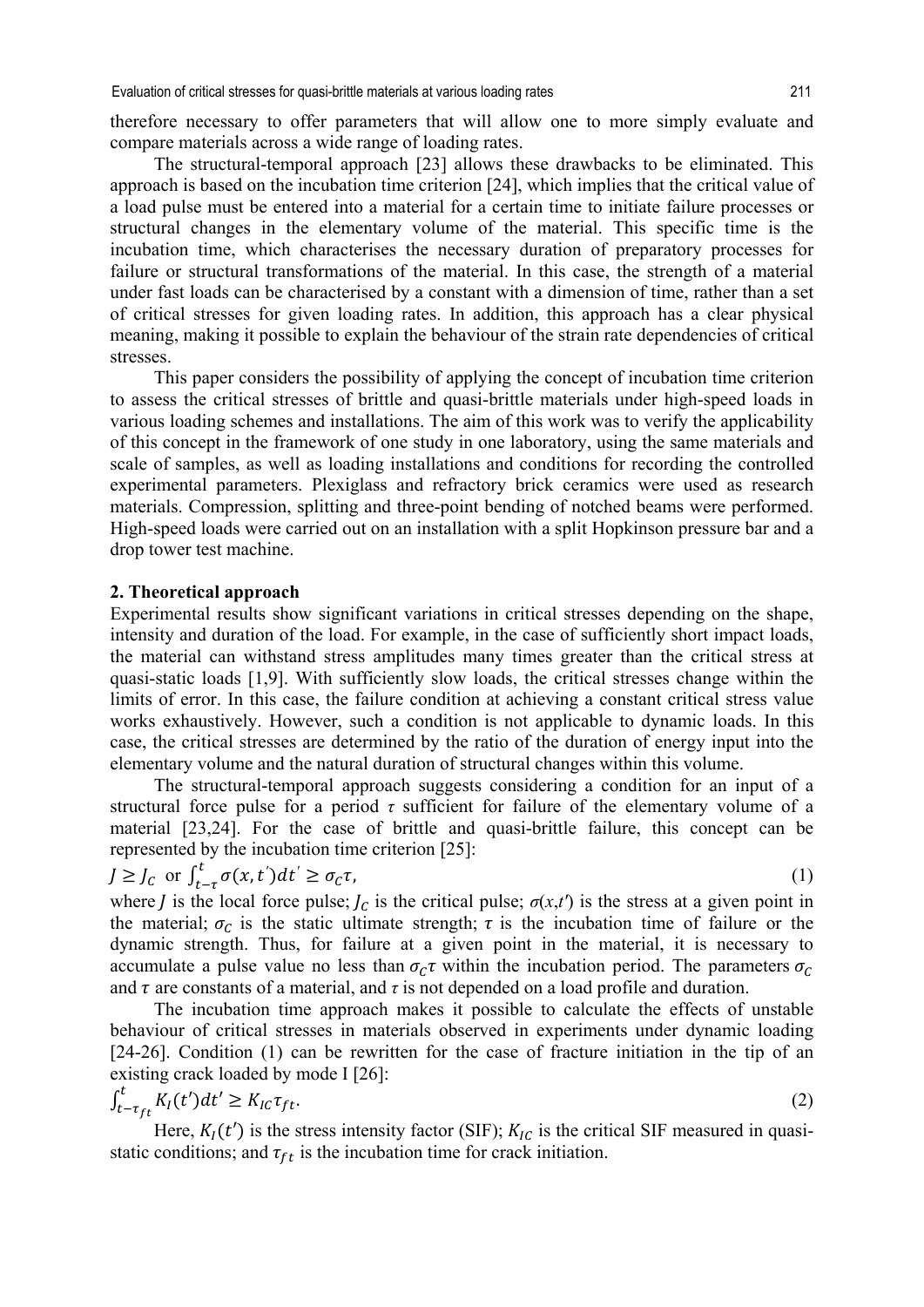therefore necessary to offer parameters that will allow one to more simply evaluate and compare materials across a wide range of loading rates.

The structural-temporal approach [23] allows these drawbacks to be eliminated. This approach is based on the incubation time criterion [24], which implies that the critical value of a load pulse must be entered into a material for a certain time to initiate failure processes or structural changes in the elementary volume of the material. This specific time is the incubation time, which characterises the necessary duration of preparatory processes for failure or structural transformations of the material. In this case, the strength of a material under fast loads can be characterised by a constant with a dimension of time, rather than a set of critical stresses for given loading rates. In addition, this approach has a clear physical meaning, making it possible to explain the behaviour of the strain rate dependencies of critical stresses.

This paper considers the possibility of applying the concept of incubation time criterion to assess the critical stresses of brittle and quasi-brittle materials under high-speed loads in various loading schemes and installations. The aim of this work was to verify the applicability of this concept in the framework of one study in one laboratory, using the same materials and scale of samples, as well as loading installations and conditions for recording the controlled experimental parameters. Plexiglass and refractory brick ceramics were used as research materials. Compression, splitting and three-point bending of notched beams were performed. High-speed loads were carried out on an installation with a split Hopkinson pressure bar and a drop tower test machine.

## 2. Theoretical approach

Experimental results show significant variations in critical stresses depending on the shape, intensity and duration of the load. For example, in the case of sufficiently short impact loads, the material can withstand stress amplitudes many times greater than the critical stress at quasi-static loads [1,9]. With sufficiently slow loads, the critical stresses change within the limits of error. In this case, the failure condition at achieving a constant critical stress value works exhaustively. However, such a condition is not applicable to dynamic loads. In this case, the critical stresses are determined by the ratio of the duration of energy input into the elementary volume and the natural duration of structural changes within this volume.

The structural-temporal approach suggests considering a condition for an input of a structural force pulse for a period $\tau$ sufficient for failure of the elementary volume of a material [23,24]. For the case of brittle and quasi-brittle failure, this concept can be represented by the incubation time criterion [25]:

$$J \geq J_C \text{ or } \int_{t-\tau}^{t} \sigma(x,t')dt' \geq \sigma_C \tau, \tag{1}$$

where $J$ is the local force pulse; $J_C$ is the critical pulse; $\sigma(x,t')$ is the stress at a given point in the material; $\sigma_C$ is the static ultimate strength; $\tau$ is the incubation time of failure or the dynamic strength. Thus, for failure at a given point in the material, it is necessary to accumulate a pulse value no less than $\sigma_C \tau$ within the incubation period. The parameters $\sigma_C$ and $\tau$ are constants of a material, and $\tau$ is not depended on a load profile and duration.

The incubation time approach makes it possible to calculate the effects of unstable behaviour of critical stresses in materials observed in experiments under dynamic loading [24-26]. Condition (1) can be rewritten for the case of fracture initiation in the tip of an existing crack loaded by mode I [26]:

$$\int_{t-\tau_{ft}}^{t} K_I(t')dt' \geq K_{IC}\tau_{ft}. \tag{2}$$

Here, $K_I(t')$ is the stress intensity factor (SIF); $K_{IC}$ is the critical SIF measured in quasi-static conditions; and $\tau_{ft}$ is the incubation time for crack initiation.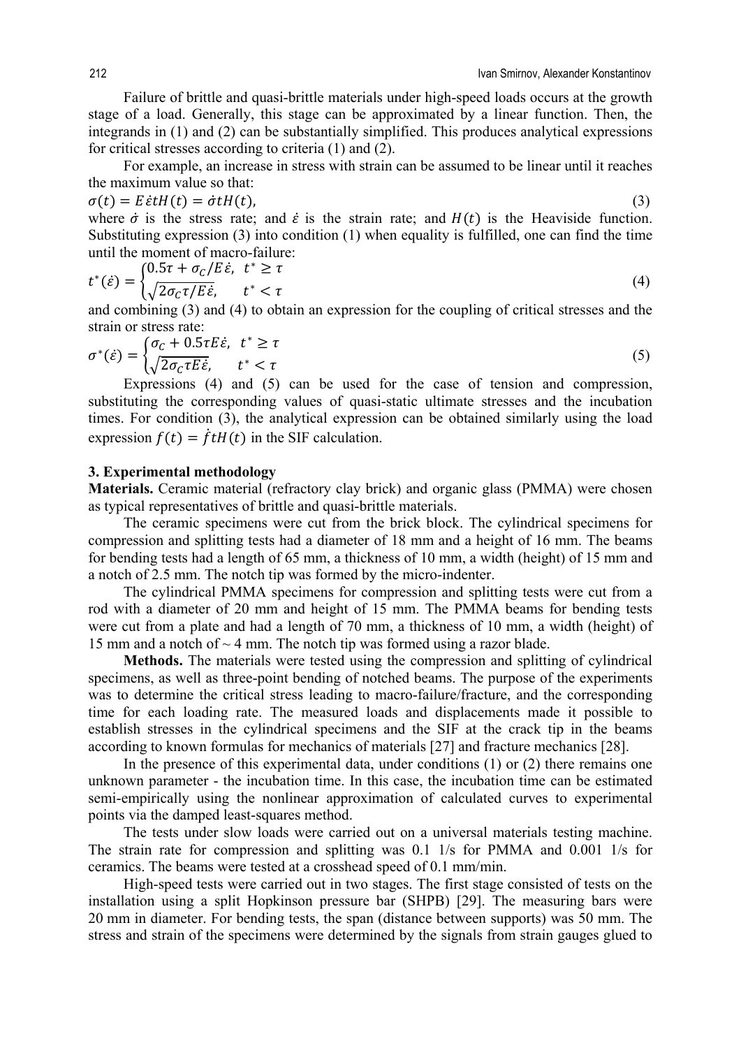Failure of brittle and quasi-brittle materials under high-speed loads occurs at the growth stage of a load. Generally, this stage can be approximated by a linear function. Then, the integrands in (1) and (2) can be substantially simplified. This produces analytical expressions for critical stresses according to criteria (1) and (2).

For example, an increase in stress with strain can be assumed to be linear until it reaches the maximum value so that:

$$\sigma(t) = E\dot{\varepsilon}tH(t) = \dot{\sigma}tH(t), \tag{3}$$

where $\dot{\sigma}$ is the stress rate; and $\dot{\varepsilon}$ is the strain rate; and $H(t)$ is the Heaviside function. Substituting expression (3) into condition (1) when equality is fulfilled, one can find the time until the moment of macro-failure:

$$t^*(\dot{\varepsilon}) = \begin{cases} 0.5\tau + \sigma_C/E\dot{\varepsilon}, & t^* \geq \tau \\ \sqrt{2\sigma_C\tau/E\dot{\varepsilon}}, & t^* < \tau \end{cases} \tag{4}$$

and combining (3) and (4) to obtain an expression for the coupling of critical stresses and the strain or stress rate:

$$\sigma^*(\dot{\varepsilon}) = \begin{cases} \sigma_C + 0.5\tau E\dot{\varepsilon}, & t^* \geq \tau \\ \sqrt{2\sigma_C\tau E\dot{\varepsilon}}, & t^* < \tau \end{cases} \tag{5}$$

Expressions (4) and (5) can be used for the case of tension and compression, substituting the corresponding values of quasi-static ultimate stresses and the incubation times. For condition (3), the analytical expression can be obtained similarly using the load expression $f(t) = \dot{f}tH(t)$ in the SIF calculation.

## 3. Experimental methodology

**Materials.** Ceramic material (refractory clay brick) and organic glass (PMMA) were chosen as typical representatives of brittle and quasi-brittle materials.

The ceramic specimens were cut from the brick block. The cylindrical specimens for compression and splitting tests had a diameter of 18 mm and a height of 16 mm. The beams for bending tests had a length of 65 mm, a thickness of 10 mm, a width (height) of 15 mm and a notch of 2.5 mm. The notch tip was formed by the micro-indenter.

The cylindrical PMMA specimens for compression and splitting tests were cut from a rod with a diameter of 20 mm and height of 15 mm. The PMMA beams for bending tests were cut from a plate and had a length of 70 mm, a thickness of 10 mm, a width (height) of 15 mm and a notch of ~ 4 mm. The notch tip was formed using a razor blade.

**Methods.** The materials were tested using the compression and splitting of cylindrical specimens, as well as three-point bending of notched beams. The purpose of the experiments was to determine the critical stress leading to macro-failure/fracture, and the corresponding time for each loading rate. The measured loads and displacements made it possible to establish stresses in the cylindrical specimens and the SIF at the crack tip in the beams according to known formulas for mechanics of materials [27] and fracture mechanics [28].

In the presence of this experimental data, under conditions (1) or (2) there remains one unknown parameter - the incubation time. In this case, the incubation time can be estimated semi-empirically using the nonlinear approximation of calculated curves to experimental points via the damped least-squares method.

The tests under slow loads were carried out on a universal materials testing machine. The strain rate for compression and splitting was 0.1 1/s for PMMA and 0.001 1/s for ceramics. The beams were tested at a crosshead speed of 0.1 mm/min.

High-speed tests were carried out in two stages. The first stage consisted of tests on the installation using a split Hopkinson pressure bar (SHPB) [29]. The measuring bars were 20 mm in diameter. For bending tests, the span (distance between supports) was 50 mm. The stress and strain of the specimens were determined by the signals from strain gauges glued to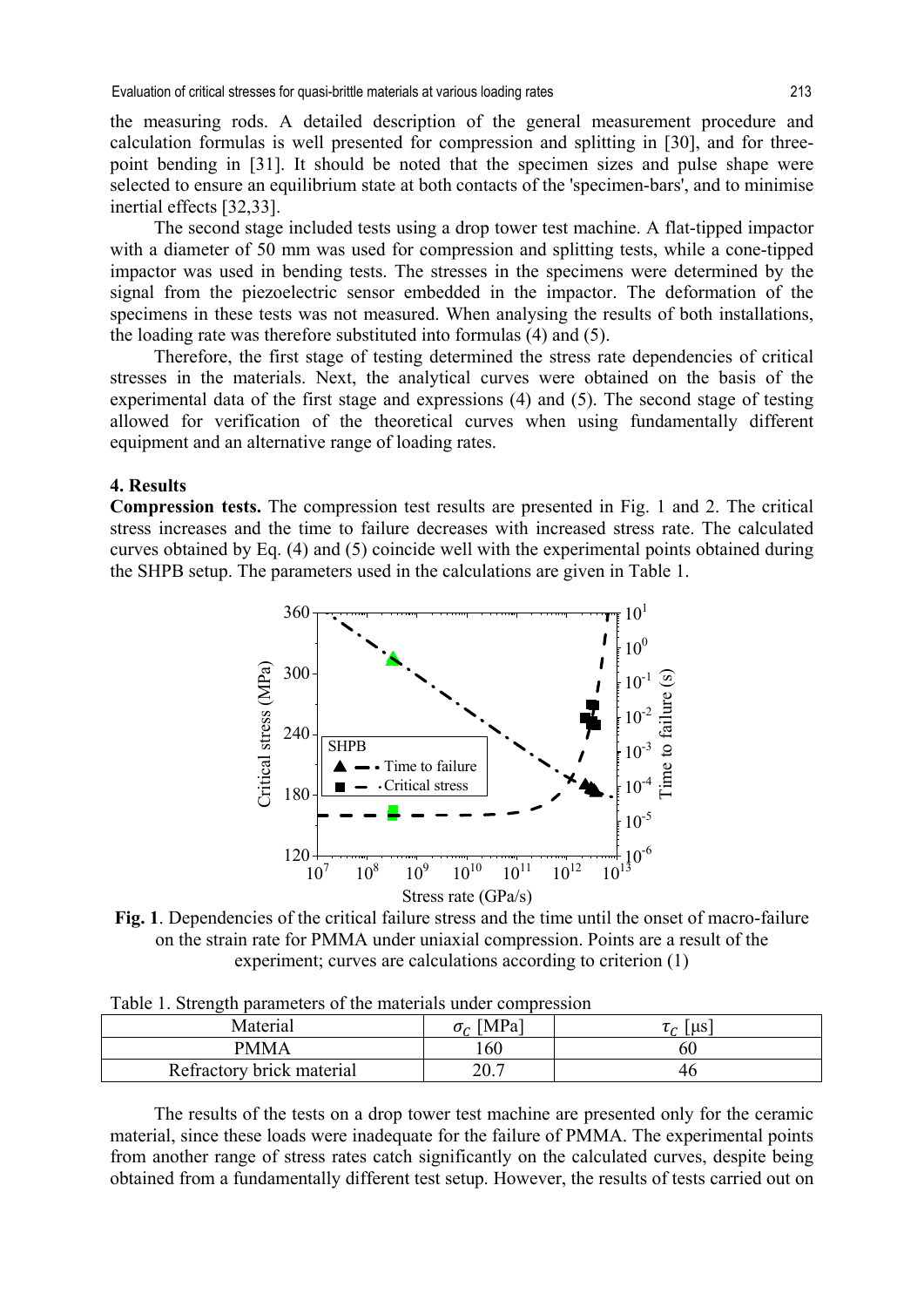the measuring rods. A detailed description of the general measurement procedure and calculation formulas is well presented for compression and splitting in [30], and for three-point bending in [31]. It should be noted that the specimen sizes and pulse shape were selected to ensure an equilibrium state at both contacts of the 'specimen-bars', and to minimise inertial effects [32,33].

The second stage included tests using a drop tower test machine. A flat-tipped impactor with a diameter of 50 mm was used for compression and splitting tests, while a cone-tipped impactor was used in bending tests. The stresses in the specimens were determined by the signal from the piezoelectric sensor embedded in the impactor. The deformation of the specimens in these tests was not measured. When analysing the results of both installations, the loading rate was therefore substituted into formulas (4) and (5).

Therefore, the first stage of testing determined the stress rate dependencies of critical stresses in the materials. Next, the analytical curves were obtained on the basis of the experimental data of the first stage and expressions (4) and (5). The second stage of testing allowed for verification of the theoretical curves when using fundamentally different equipment and an alternative range of loading rates.

## 4. Results

**Compression tests.** The compression test results are presented in Fig. 1 and 2. The critical stress increases and the time to failure decreases with increased stress rate. The calculated curves obtained by Eq. (4) and (5) coincide well with the experimental points obtained during the SHPB setup. The parameters used in the calculations are given in Table 1.

**Fig. 1**. Dependencies of the critical failure stress and the time until the onset of macro-failure on the strain rate for PMMA under uniaxial compression. Points are a result of the experiment; curves are calculations according to criterion (1)

Table 1. Strength parameters of the materials under compression

| Material | $\sigma_C$ [MPa] | $\tau_C$ [μs] |
|---|---|---|
| PMMA | 160 | 60 |
| Refractory brick material | 20.7 | 46 |

The results of the tests on a drop tower test machine are presented only for the ceramic material, since these loads were inadequate for the failure of PMMA. The experimental points from another range of stress rates catch significantly on the calculated curves, despite being obtained from a fundamentally different test setup. However, the results of tests carried out on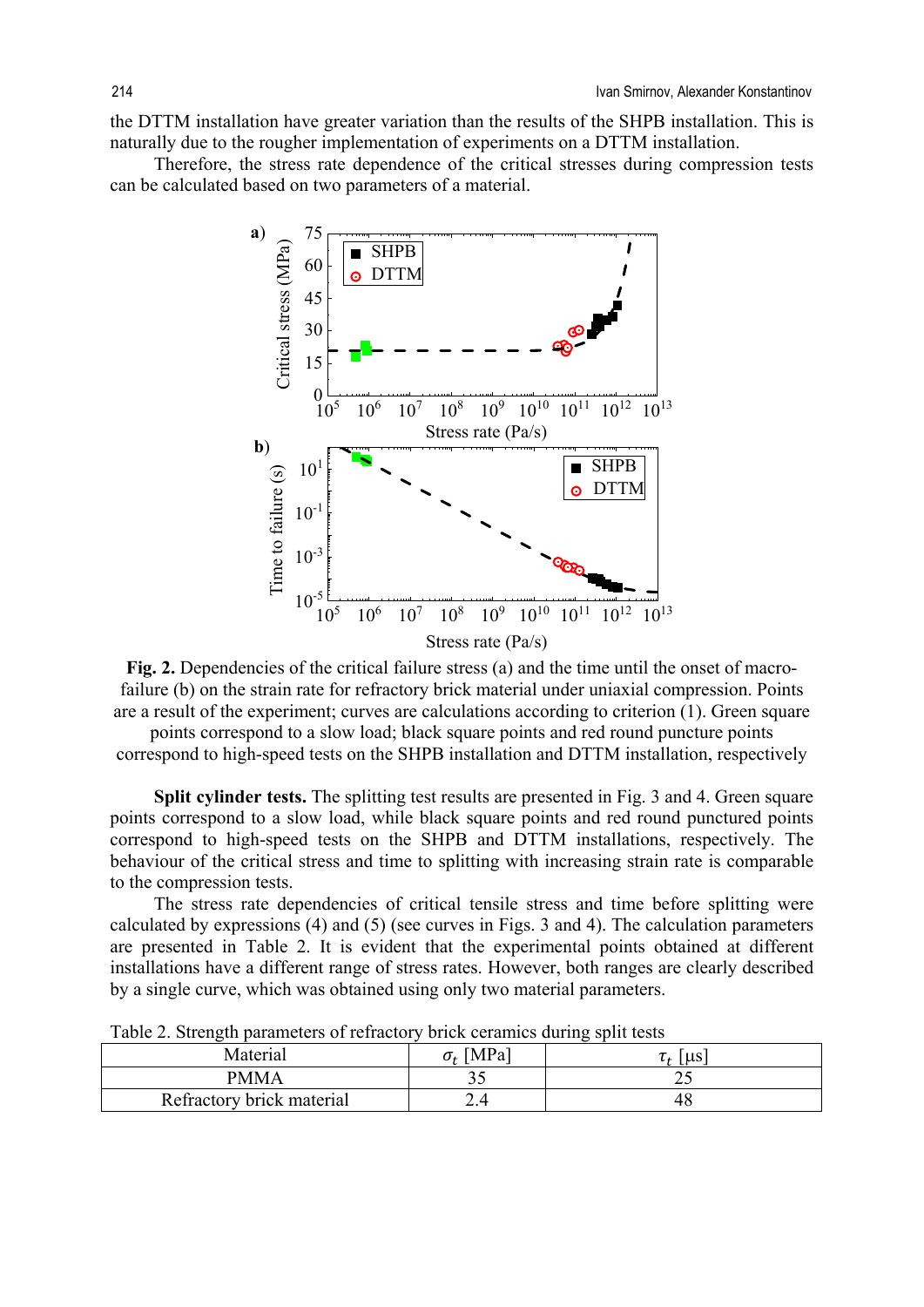the DTTM installation have greater variation than the results of the SHPB installation. This is naturally due to the rougher implementation of experiments on a DTTM installation.

Therefore, the stress rate dependence of the critical stresses during compression tests can be calculated based on two parameters of a material.

**Fig. 2.** Dependencies of the critical failure stress (a) and the time until the onset of macro-failure (b) on the strain rate for refractory brick material under uniaxial compression. Points are a result of the experiment; curves are calculations according to criterion (1). Green square points correspond to a slow load; black square points and red round puncture points correspond to high-speed tests on the SHPB installation and DTTM installation, respectively

**Split cylinder tests.** The splitting test results are presented in Fig. 3 and 4. Green square points correspond to a slow load, while black square points and red round punctured points correspond to high-speed tests on the SHPB and DTTM installations, respectively. The behaviour of the critical stress and time to splitting with increasing strain rate is comparable to the compression tests.

The stress rate dependencies of critical tensile stress and time before splitting were calculated by expressions (4) and (5) (see curves in Figs. 3 and 4). The calculation parameters are presented in Table 2. It is evident that the experimental points obtained at different installations have a different range of stress rates. However, both ranges are clearly described by a single curve, which was obtained using only two material parameters.

Table 2. Strength parameters of refractory brick ceramics during split tests

| Material | $\sigma_t$ [MPa] | $\tau_t$ [μs] |
|---|---|---|
| PMMA | 35 | 25 |
| Refractory brick material | 2.4 | 48 |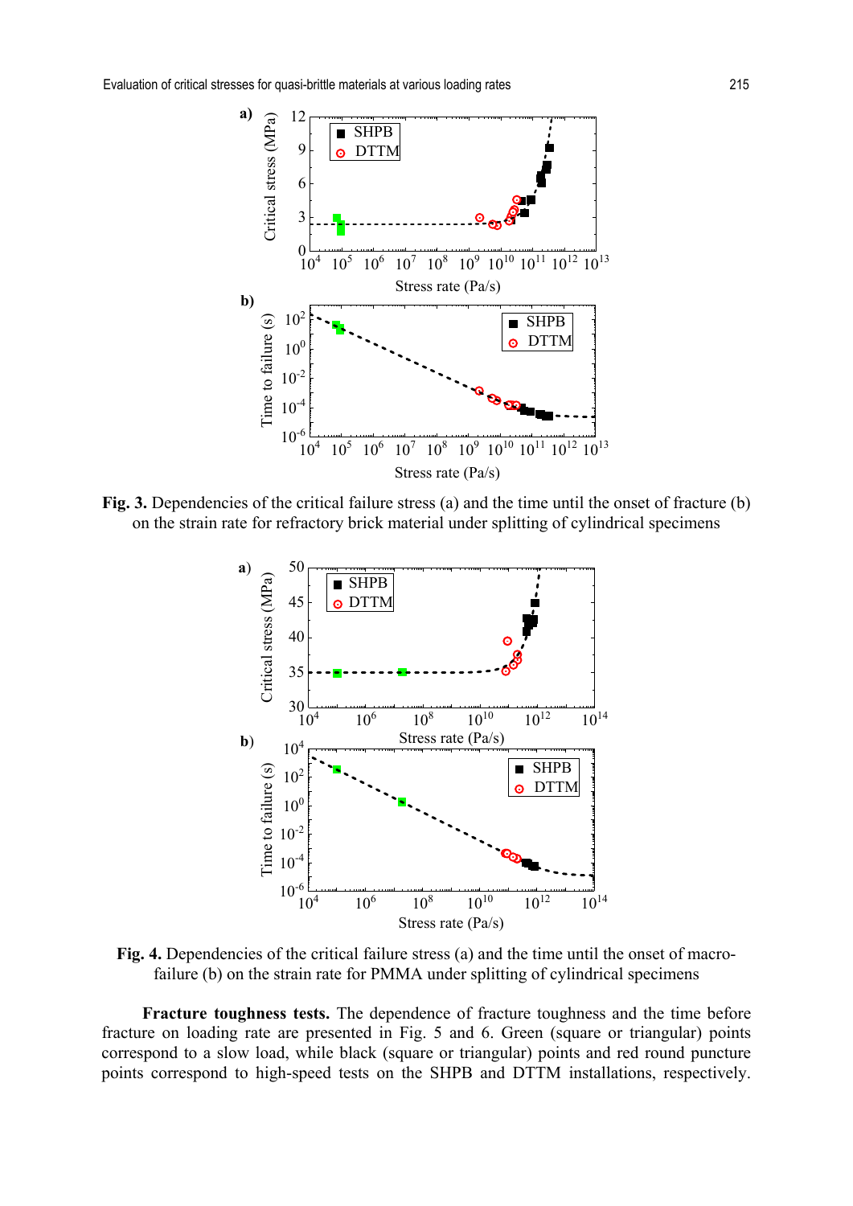**Fig. 3.** Dependencies of the critical failure stress (a) and the time until the onset of fracture (b) on the strain rate for refractory brick material under splitting of cylindrical specimens

**Fig. 4.** Dependencies of the critical failure stress (a) and the time until the onset of macro-failure (b) on the strain rate for PMMA under splitting of cylindrical specimens

**Fracture toughness tests.** The dependence of fracture toughness and the time before fracture on loading rate are presented in Fig. 5 and 6. Green (square or triangular) points correspond to a slow load, while black (square or triangular) points and red round puncture points correspond to high-speed tests on the SHPB and DTTM installations, respectively.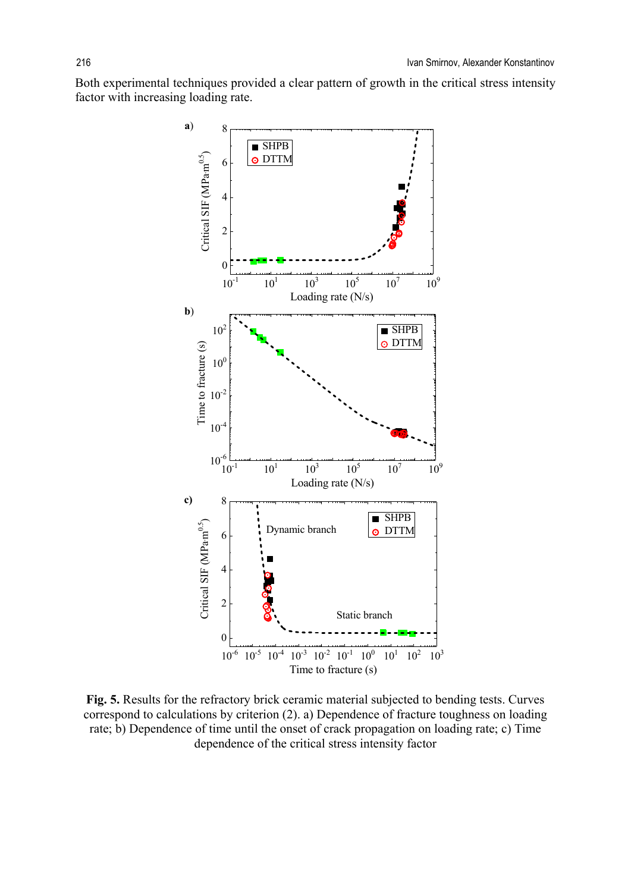Both experimental techniques provided a clear pattern of growth in the critical stress intensity factor with increasing loading rate.

**Fig. 5.** Results for the refractory brick ceramic material subjected to bending tests. Curves correspond to calculations by criterion (2). a) Dependence of fracture toughness on loading rate; b) Dependence of time until the onset of crack propagation on loading rate; c) Time dependence of the critical stress intensity factor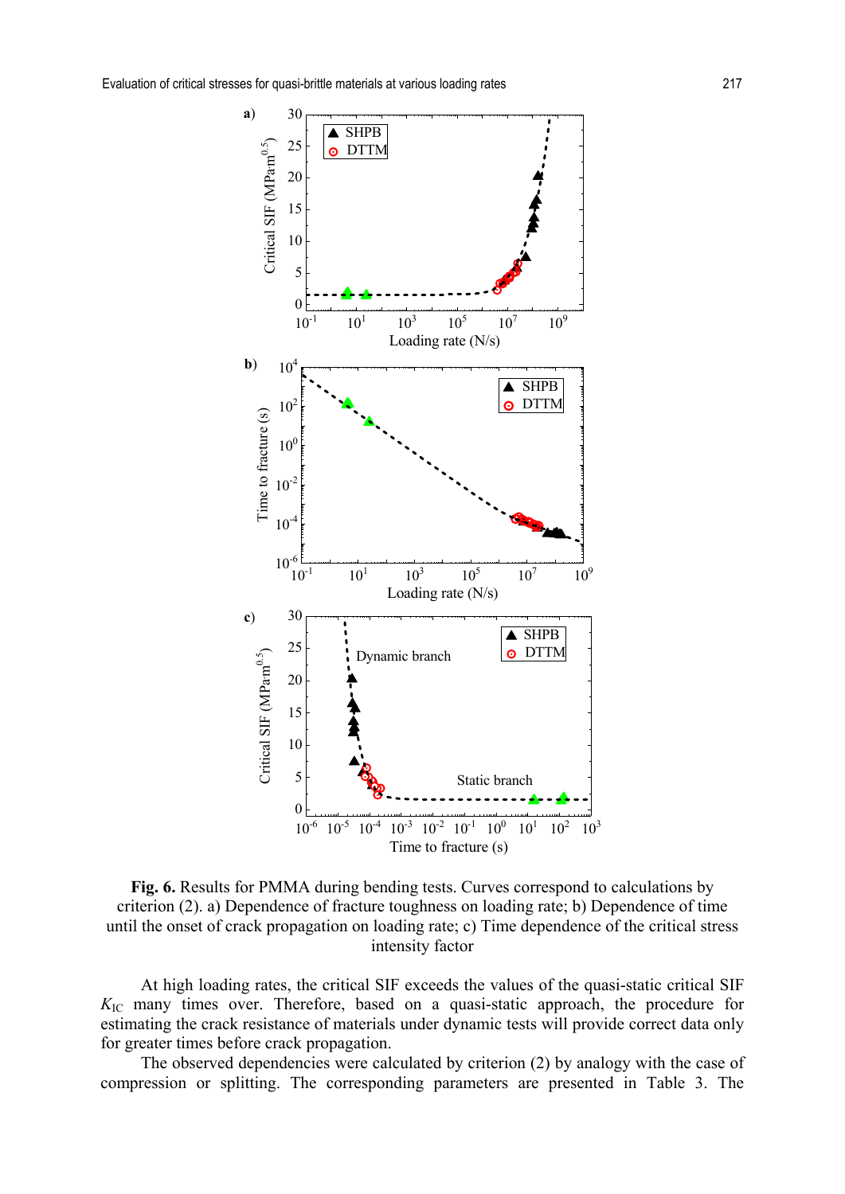**Fig. 6.** Results for PMMA during bending tests. Curves correspond to calculations by criterion (2). a) Dependence of fracture toughness on loading rate; b) Dependence of time until the onset of crack propagation on loading rate; c) Time dependence of the critical stress intensity factor

At high loading rates, the critical SIF exceeds the values of the quasi-static critical SIF $K_{IC}$ many times over. Therefore, based on a quasi-static approach, the procedure for estimating the crack resistance of materials under dynamic tests will provide correct data only for greater times before crack propagation.

The observed dependencies were calculated by criterion (2) by analogy with the case of compression or splitting. The corresponding parameters are presented in Table 3. The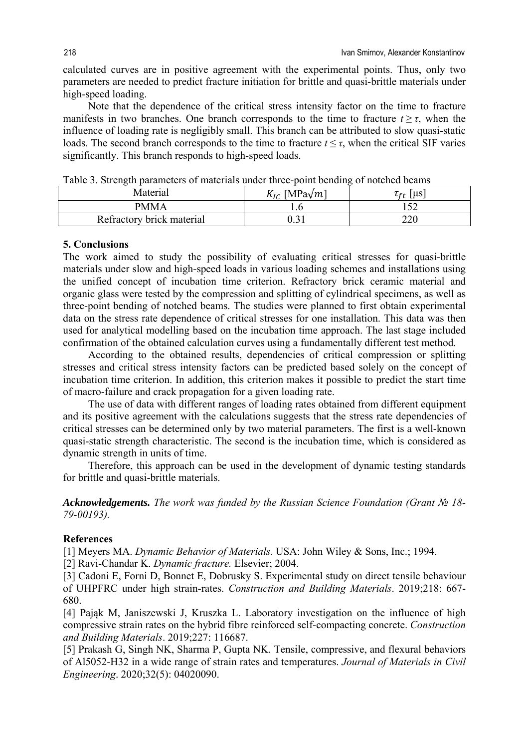calculated curves are in positive agreement with the experimental points. Thus, only two parameters are needed to predict fracture initiation for brittle and quasi-brittle materials under high-speed loading.

Note that the dependence of the critical stress intensity factor on the time to fracture manifests in two branches. One branch corresponds to the time to fracture $t \geq \tau$, when the influence of loading rate is negligibly small. This branch can be attributed to slow quasi-static loads. The second branch corresponds to the time to fracture $t \leq \tau$, when the critical SIF varies significantly. This branch responds to high-speed loads.

Table 3. Strength parameters of materials under three-point bending of notched beams

| Material | $K_{IC}$ [MPa$\sqrt{m}$] | $\tau_{ft}$ [μs] |
|---|---|---|
| PMMA | 1.6 | 152 |
| Refractory brick material | 0.31 | 220 |

## 5. Conclusions

The work aimed to study the possibility of evaluating critical stresses for quasi-brittle materials under slow and high-speed loads in various loading schemes and installations using the unified concept of incubation time criterion. Refractory brick ceramic material and organic glass were tested by the compression and splitting of cylindrical specimens, as well as three-point bending of notched beams. The studies were planned to first obtain experimental data on the stress rate dependence of critical stresses for one installation. This data was then used for analytical modelling based on the incubation time approach. The last stage included confirmation of the obtained calculation curves using a fundamentally different test method.

According to the obtained results, dependencies of critical compression or splitting stresses and critical stress intensity factors can be predicted based solely on the concept of incubation time criterion. In addition, this criterion makes it possible to predict the start time of macro-failure and crack propagation for a given loading rate.

The use of data with different ranges of loading rates obtained from different equipment and its positive agreement with the calculations suggests that the stress rate dependencies of critical stresses can be determined only by two material parameters. The first is a well-known quasi-static strength characteristic. The second is the incubation time, which is considered as dynamic strength in units of time.

Therefore, this approach can be used in the development of dynamic testing standards for brittle and quasi-brittle materials.

***Acknowledgements.*** *The work was funded by the Russian Science Foundation (Grant № 18-79-00193).*

## References

[1] Meyers MA. *Dynamic Behavior of Materials.* USA: John Wiley & Sons, Inc.; 1994.

[2] Ravi-Chandar K. *Dynamic fracture.* Elsevier; 2004.

[3] Cadoni E, Forni D, Bonnet E, Dobrusky S. Experimental study on direct tensile behaviour of UHPFRC under high strain-rates. *Construction and Building Materials*. 2019;218: 667-680.

[4] Pająk M, Janiszewski J, Kruszka L. Laboratory investigation on the influence of high compressive strain rates on the hybrid fibre reinforced self-compacting concrete. *Construction and Building Materials*. 2019;227: 116687.

[5] Prakash G, Singh NK, Sharma P, Gupta NK. Tensile, compressive, and flexural behaviors of Al5052-H32 in a wide range of strain rates and temperatures. *Journal of Materials in Civil Engineering*. 2020;32(5): 04020090.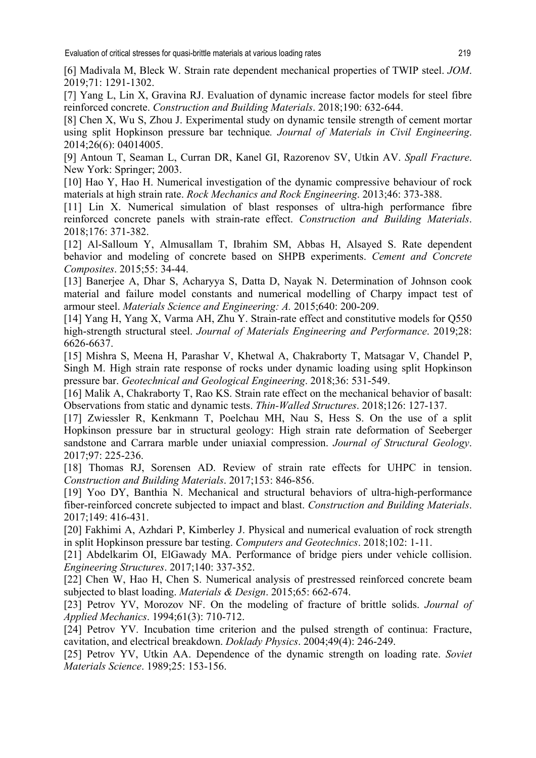[6] Madivala M, Bleck W. Strain rate dependent mechanical properties of TWIP steel. *JOM*. 2019;71: 1291-1302.

[7] Yang L, Lin X, Gravina RJ. Evaluation of dynamic increase factor models for steel fibre reinforced concrete. *Construction and Building Materials*. 2018;190: 632-644.

[8] Chen X, Wu S, Zhou J. Experimental study on dynamic tensile strength of cement mortar using split Hopkinson pressure bar technique. *Journal of Materials in Civil Engineering*. 2014;26(6): 04014005.

[9] Antoun T, Seaman L, Curran DR, Kanel GI, Razorenov SV, Utkin AV. *Spall Fracture*. New York: Springer; 2003.

[10] Hao Y, Hao H. Numerical investigation of the dynamic compressive behaviour of rock materials at high strain rate. *Rock Mechanics and Rock Engineering*. 2013;46: 373-388.

[11] Lin X. Numerical simulation of blast responses of ultra-high performance fibre reinforced concrete panels with strain-rate effect. *Construction and Building Materials*. 2018;176: 371-382.

[12] Al-Salloum Y, Almusallam T, Ibrahim SM, Abbas H, Alsayed S. Rate dependent behavior and modeling of concrete based on SHPB experiments. *Cement and Concrete Composites*. 2015;55: 34-44.

[13] Banerjee A, Dhar S, Acharyya S, Datta D, Nayak N. Determination of Johnson cook material and failure model constants and numerical modelling of Charpy impact test of armour steel. *Materials Science and Engineering: A*. 2015;640: 200-209.

[14] Yang H, Yang X, Varma AH, Zhu Y. Strain-rate effect and constitutive models for Q550 high-strength structural steel. *Journal of Materials Engineering and Performance*. 2019;28: 6626-6637.

[15] Mishra S, Meena H, Parashar V, Khetwal A, Chakraborty T, Matsagar V, Chandel P, Singh M. High strain rate response of rocks under dynamic loading using split Hopkinson pressure bar. *Geotechnical and Geological Engineering*. 2018;36: 531-549.

[16] Malik A, Chakraborty T, Rao KS. Strain rate effect on the mechanical behavior of basalt: Observations from static and dynamic tests. *Thin-Walled Structures*. 2018;126: 127-137.

[17] Zwiessler R, Kenkmann T, Poelchau MH, Nau S, Hess S. On the use of a split Hopkinson pressure bar in structural geology: High strain rate deformation of Seeberger sandstone and Carrara marble under uniaxial compression. *Journal of Structural Geology*. 2017;97: 225-236.

[18] Thomas RJ, Sorensen AD. Review of strain rate effects for UHPC in tension. *Construction and Building Materials*. 2017;153: 846-856.

[19] Yoo DY, Banthia N. Mechanical and structural behaviors of ultra-high-performance fiber-reinforced concrete subjected to impact and blast. *Construction and Building Materials*. 2017;149: 416-431.

[20] Fakhimi A, Azhdari P, Kimberley J. Physical and numerical evaluation of rock strength in split Hopkinson pressure bar testing. *Computers and Geotechnics*. 2018;102: 1-11.

[21] Abdelkarim OI, ElGawady MA. Performance of bridge piers under vehicle collision. *Engineering Structures*. 2017;140: 337-352.

[22] Chen W, Hao H, Chen S. Numerical analysis of prestressed reinforced concrete beam subjected to blast loading. *Materials & Design*. 2015;65: 662-674.

[23] Petrov YV, Morozov NF. On the modeling of fracture of brittle solids. *Journal of Applied Mechanics*. 1994;61(3): 710-712.

[24] Petrov YV. Incubation time criterion and the pulsed strength of continua: Fracture, cavitation, and electrical breakdown. *Doklady Physics*. 2004;49(4): 246-249.

[25] Petrov YV, Utkin AA. Dependence of the dynamic strength on loading rate. *Soviet Materials Science*. 1989;25: 153-156.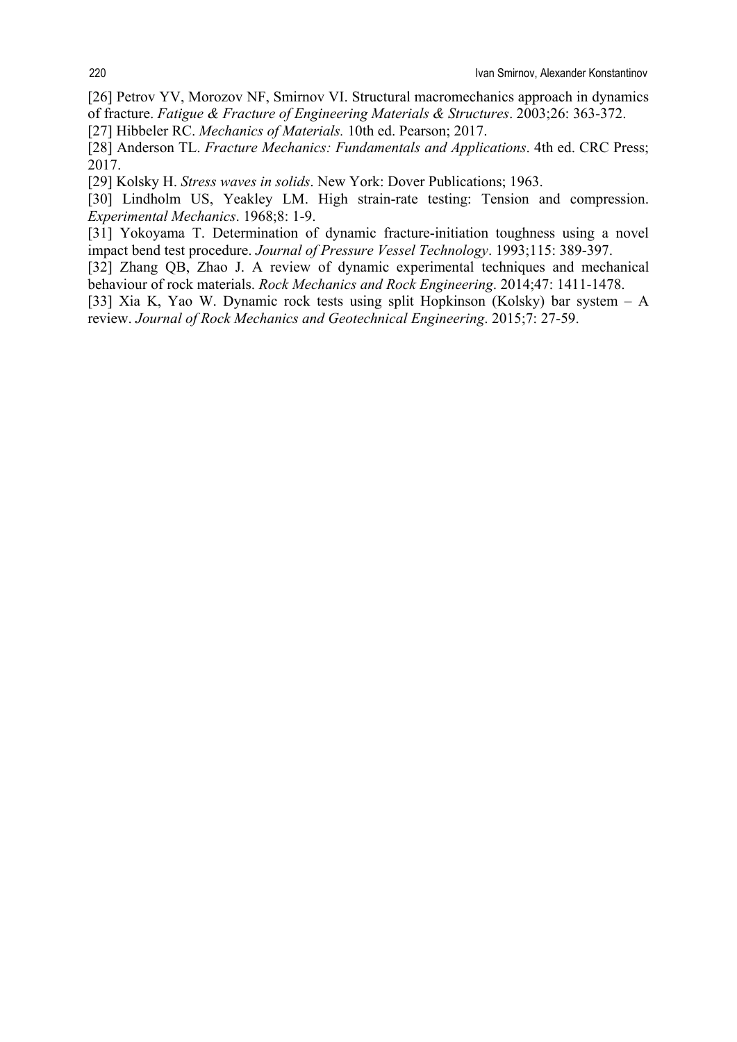[26] Petrov YV, Morozov NF, Smirnov VI. Structural macromechanics approach in dynamics of fracture. *Fatigue & Fracture of Engineering Materials & Structures*. 2003;26: 363-372.

[27] Hibbeler RC. *Mechanics of Materials.* 10th ed. Pearson; 2017.

[28] Anderson TL. *Fracture Mechanics: Fundamentals and Applications*. 4th ed. CRC Press; 2017.

[29] Kolsky H. *Stress waves in solids*. New York: Dover Publications; 1963.

[30] Lindholm US, Yeakley LM. High strain-rate testing: Tension and compression. *Experimental Mechanics*. 1968;8: 1-9.

[31] Yokoyama T. Determination of dynamic fracture-initiation toughness using a novel impact bend test procedure. *Journal of Pressure Vessel Technology*. 1993;115: 389-397.

[32] Zhang QB, Zhao J. A review of dynamic experimental techniques and mechanical behaviour of rock materials. *Rock Mechanics and Rock Engineering*. 2014;47: 1411-1478.

[33] Xia K, Yao W. Dynamic rock tests using split Hopkinson (Kolsky) bar system – A review. *Journal of Rock Mechanics and Geotechnical Engineering*. 2015;7: 27-59.